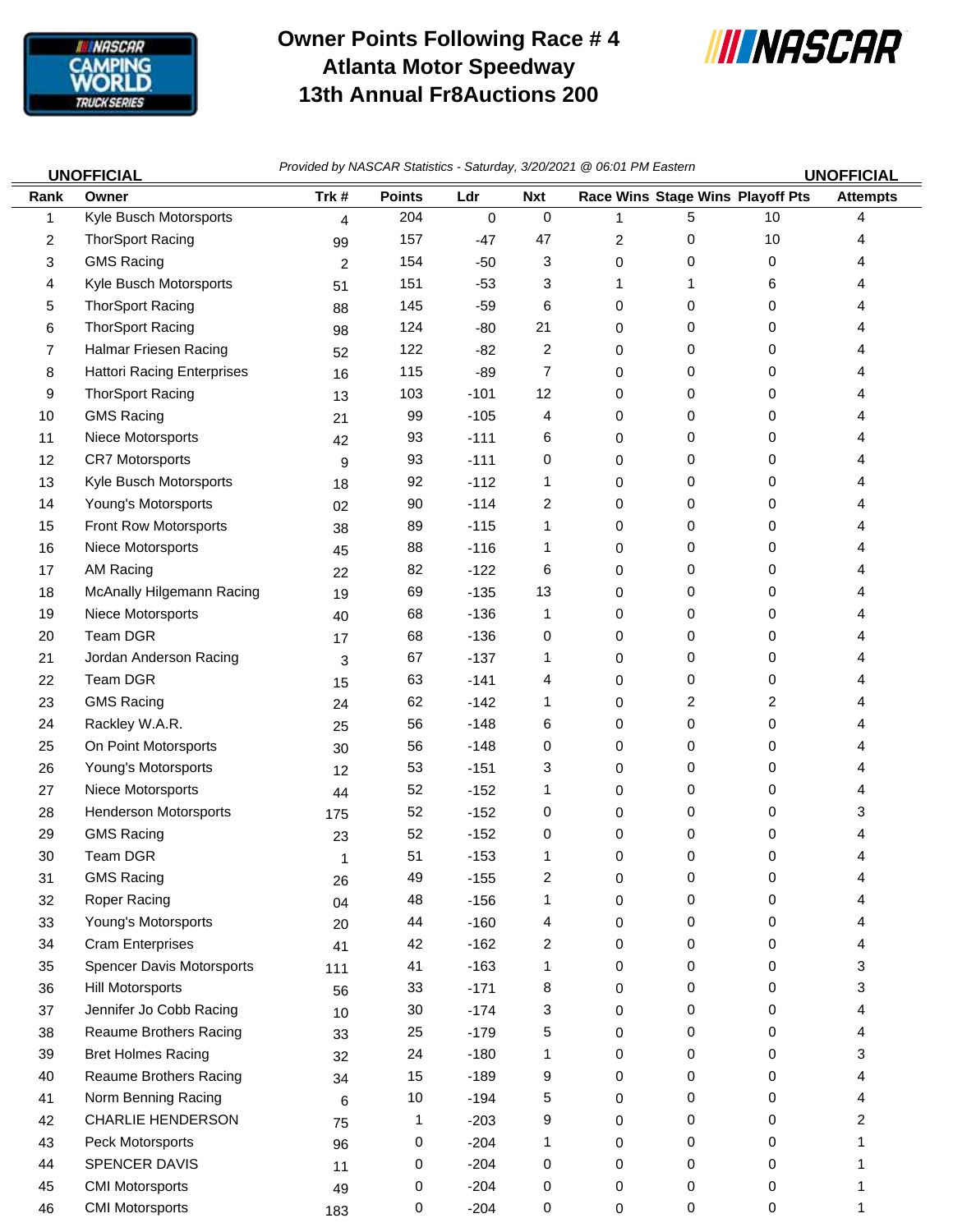# Owner Points Following Race # 4
# Atlanta Motor Speedway
# 13th Annual Fr8Auctions 200

**UNOFFICIAL** *Provided by NASCAR Statistics - Saturday, 3/20/2021 @ 06:01 PM Eastern* **UNOFFICIAL**

| Rank | Owner | Trk # | Points | Ldr | Nxt | Race Wins | Stage Wins | Playoff Pts | Attempts |
|---|---|---|---|---|---|---|---|---|---|
| 1 | Kyle Busch Motorsports | 4 | 204 | 0 | 0 | 1 | 5 | 10 | 4 |
| 2 | ThorSport Racing | 99 | 157 | -47 | 47 | 2 | 0 | 10 | 4 |
| 3 | GMS Racing | 2 | 154 | -50 | 3 | 0 | 0 | 0 | 4 |
| 4 | Kyle Busch Motorsports | 51 | 151 | -53 | 3 | 1 | 1 | 6 | 4 |
| 5 | ThorSport Racing | 88 | 145 | -59 | 6 | 0 | 0 | 0 | 4 |
| 6 | ThorSport Racing | 98 | 124 | -80 | 21 | 0 | 0 | 0 | 4 |
| 7 | Halmar Friesen Racing | 52 | 122 | -82 | 2 | 0 | 0 | 0 | 4 |
| 8 | Hattori Racing Enterprises | 16 | 115 | -89 | 7 | 0 | 0 | 0 | 4 |
| 9 | ThorSport Racing | 13 | 103 | -101 | 12 | 0 | 0 | 0 | 4 |
| 10 | GMS Racing | 21 | 99 | -105 | 4 | 0 | 0 | 0 | 4 |
| 11 | Niece Motorsports | 42 | 93 | -111 | 6 | 0 | 0 | 0 | 4 |
| 12 | CR7 Motorsports | 9 | 93 | -111 | 0 | 0 | 0 | 0 | 4 |
| 13 | Kyle Busch Motorsports | 18 | 92 | -112 | 1 | 0 | 0 | 0 | 4 |
| 14 | Young's Motorsports | 02 | 90 | -114 | 2 | 0 | 0 | 0 | 4 |
| 15 | Front Row Motorsports | 38 | 89 | -115 | 1 | 0 | 0 | 0 | 4 |
| 16 | Niece Motorsports | 45 | 88 | -116 | 1 | 0 | 0 | 0 | 4 |
| 17 | AM Racing | 22 | 82 | -122 | 6 | 0 | 0 | 0 | 4 |
| 18 | McAnally Hilgemann Racing | 19 | 69 | -135 | 13 | 0 | 0 | 0 | 4 |
| 19 | Niece Motorsports | 40 | 68 | -136 | 1 | 0 | 0 | 0 | 4 |
| 20 | Team DGR | 17 | 68 | -136 | 0 | 0 | 0 | 0 | 4 |
| 21 | Jordan Anderson Racing | 3 | 67 | -137 | 1 | 0 | 0 | 0 | 4 |
| 22 | Team DGR | 15 | 63 | -141 | 4 | 0 | 0 | 0 | 4 |
| 23 | GMS Racing | 24 | 62 | -142 | 1 | 0 | 2 | 2 | 4 |
| 24 | Rackley W.A.R. | 25 | 56 | -148 | 6 | 0 | 0 | 0 | 4 |
| 25 | On Point Motorsports | 30 | 56 | -148 | 0 | 0 | 0 | 0 | 4 |
| 26 | Young's Motorsports | 12 | 53 | -151 | 3 | 0 | 0 | 0 | 4 |
| 27 | Niece Motorsports | 44 | 52 | -152 | 1 | 0 | 0 | 0 | 4 |
| 28 | Henderson Motorsports | 175 | 52 | -152 | 0 | 0 | 0 | 0 | 3 |
| 29 | GMS Racing | 23 | 52 | -152 | 0 | 0 | 0 | 0 | 4 |
| 30 | Team DGR | 1 | 51 | -153 | 1 | 0 | 0 | 0 | 4 |
| 31 | GMS Racing | 26 | 49 | -155 | 2 | 0 | 0 | 0 | 4 |
| 32 | Roper Racing | 04 | 48 | -156 | 1 | 0 | 0 | 0 | 4 |
| 33 | Young's Motorsports | 20 | 44 | -160 | 4 | 0 | 0 | 0 | 4 |
| 34 | Cram Enterprises | 41 | 42 | -162 | 2 | 0 | 0 | 0 | 4 |
| 35 | Spencer Davis Motorsports | 111 | 41 | -163 | 1 | 0 | 0 | 0 | 3 |
| 36 | Hill Motorsports | 56 | 33 | -171 | 8 | 0 | 0 | 0 | 3 |
| 37 | Jennifer Jo Cobb Racing | 10 | 30 | -174 | 3 | 0 | 0 | 0 | 4 |
| 38 | Reaume Brothers Racing | 33 | 25 | -179 | 5 | 0 | 0 | 0 | 4 |
| 39 | Bret Holmes Racing | 32 | 24 | -180 | 1 | 0 | 0 | 0 | 3 |
| 40 | Reaume Brothers Racing | 34 | 15 | -189 | 9 | 0 | 0 | 0 | 4 |
| 41 | Norm Benning Racing | 6 | 10 | -194 | 5 | 0 | 0 | 0 | 4 |
| 42 | CHARLIE HENDERSON | 75 | 1 | -203 | 9 | 0 | 0 | 0 | 2 |
| 43 | Peck Motorsports | 96 | 0 | -204 | 1 | 0 | 0 | 0 | 1 |
| 44 | SPENCER DAVIS | 11 | 0 | -204 | 0 | 0 | 0 | 0 | 1 |
| 45 | CMI Motorsports | 49 | 0 | -204 | 0 | 0 | 0 | 0 | 1 |
| 46 | CMI Motorsports | 183 | 0 | -204 | 0 | 0 | 0 | 0 | 1 |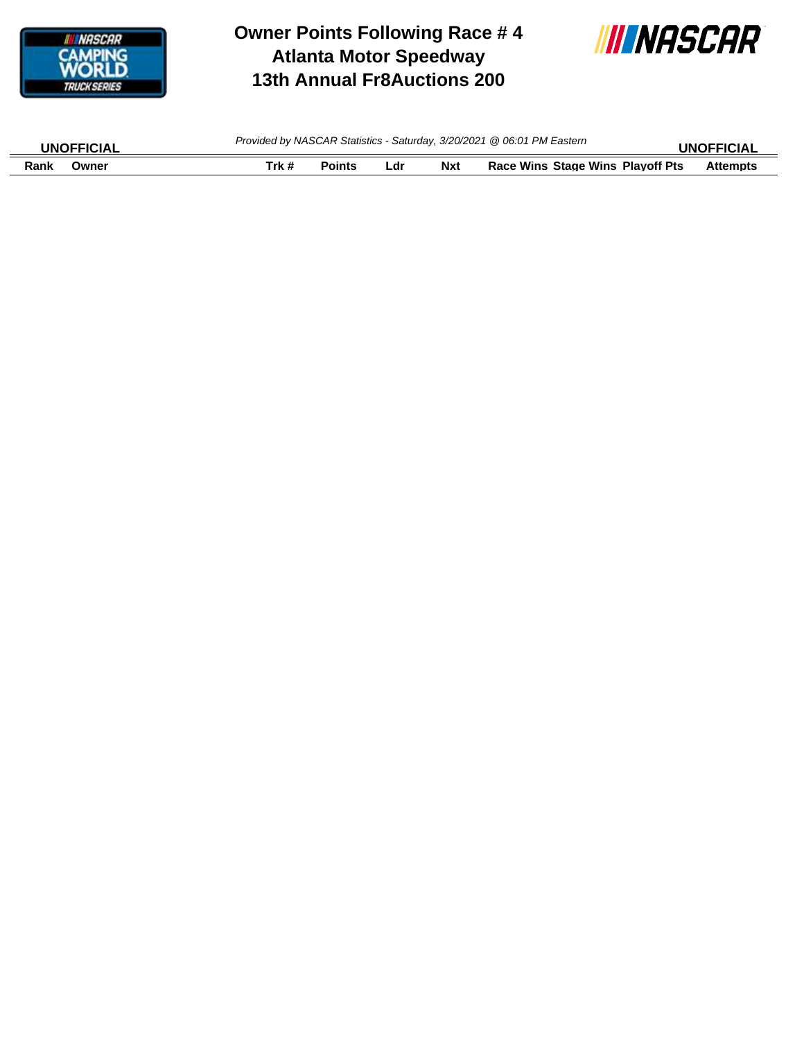# Owner Points Following Race # 4
## Atlanta Motor Speedway
## 13th Annual Fr8Auctions 200

**UNOFFICIAL** *Provided by NASCAR Statistics - Saturday, 3/20/2021 @ 06:01 PM Eastern* **UNOFFICIAL**

| Rank | Owner | Trk # | Points | Ldr | Nxt | Race Wins | Stage Wins | Playoff Pts | Attempts |
|---|---|---|---|---|---|---|---|---|---|